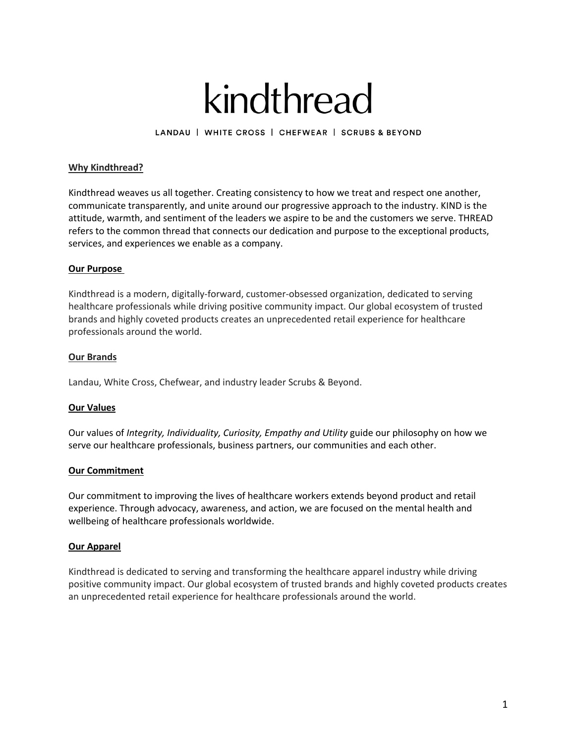# kindthread

LANDAU | WHITE CROSS | CHEFWEAR | SCRUBS & BEYOND

**Why Kindthread?**

Kindthread weaves us all together. Creating consistency to how we treat and respect one another, communicate transparently, and unite around our progressive approach to the industry. KIND is the attitude, warmth, and sentiment of the leaders we aspire to be and the customers we serve. THREAD refers to the common thread that connects our dedication and purpose to the exceptional products, services, and experiences we enable as a company.

**Our Purpose**

Kindthread is a modern, digitally-forward, customer-obsessed organization, dedicated to serving healthcare professionals while driving positive community impact. Our global ecosystem of trusted brands and highly coveted products creates an unprecedented retail experience for healthcare professionals around the world.

**Our Brands**

Landau, White Cross, Chefwear, and industry leader Scrubs & Beyond.

**Our Values**

Our values of *Integrity, Individuality, Curiosity, Empathy and Utility* guide our philosophy on how we serve our healthcare professionals, business partners, our communities and each other.

**Our Commitment**

Our commitment to improving the lives of healthcare workers extends beyond product and retail experience. Through advocacy, awareness, and action, we are focused on the mental health and wellbeing of healthcare professionals worldwide.

**Our Apparel**

Kindthread is dedicated to serving and transforming the healthcare apparel industry while driving positive community impact. Our global ecosystem of trusted brands and highly coveted products creates an unprecedented retail experience for healthcare professionals around the world.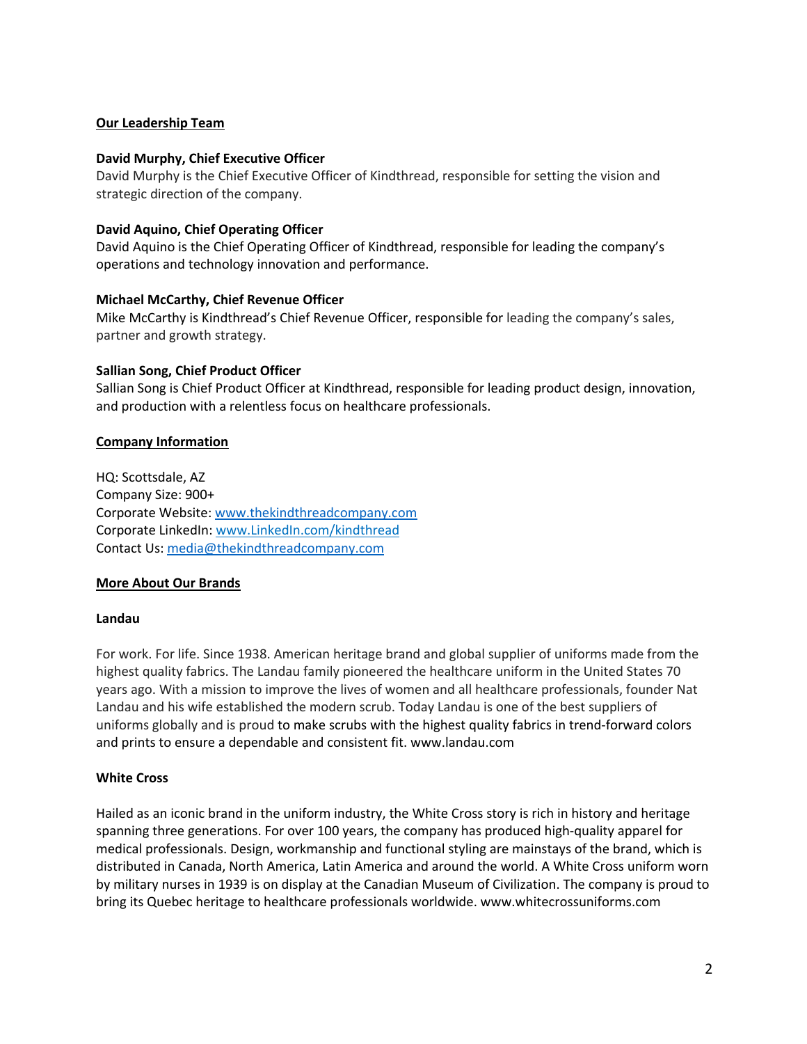## Our Leadership Team

**David Murphy, Chief Executive Officer**
David Murphy is the Chief Executive Officer of Kindthread, responsible for setting the vision and strategic direction of the company.

**David Aquino, Chief Operating Officer**
David Aquino is the Chief Operating Officer of Kindthread, responsible for leading the company's operations and technology innovation and performance.

**Michael McCarthy, Chief Revenue Officer**
Mike McCarthy is Kindthread's Chief Revenue Officer, responsible for leading the company's sales, partner and growth strategy.

**Sallian Song, Chief Product Officer**
Sallian Song is Chief Product Officer at Kindthread, responsible for leading product design, innovation, and production with a relentless focus on healthcare professionals.

## Company Information

HQ: Scottsdale, AZ
Company Size: 900+
Corporate Website: www.thekindthreadcompany.com
Corporate LinkedIn: www.LinkedIn.com/kindthread
Contact Us: media@thekindthreadcompany.com

## More About Our Brands

### Landau

For work. For life. Since 1938. American heritage brand and global supplier of uniforms made from the highest quality fabrics. The Landau family pioneered the healthcare uniform in the United States 70 years ago. With a mission to improve the lives of women and all healthcare professionals, founder Nat Landau and his wife established the modern scrub. Today Landau is one of the best suppliers of uniforms globally and is proud to make scrubs with the highest quality fabrics in trend-forward colors and prints to ensure a dependable and consistent fit. www.landau.com

### White Cross

Hailed as an iconic brand in the uniform industry, the White Cross story is rich in history and heritage spanning three generations. For over 100 years, the company has produced high-quality apparel for medical professionals. Design, workmanship and functional styling are mainstays of the brand, which is distributed in Canada, North America, Latin America and around the world. A White Cross uniform worn by military nurses in 1939 is on display at the Canadian Museum of Civilization. The company is proud to bring its Quebec heritage to healthcare professionals worldwide. www.whitecrossuniforms.com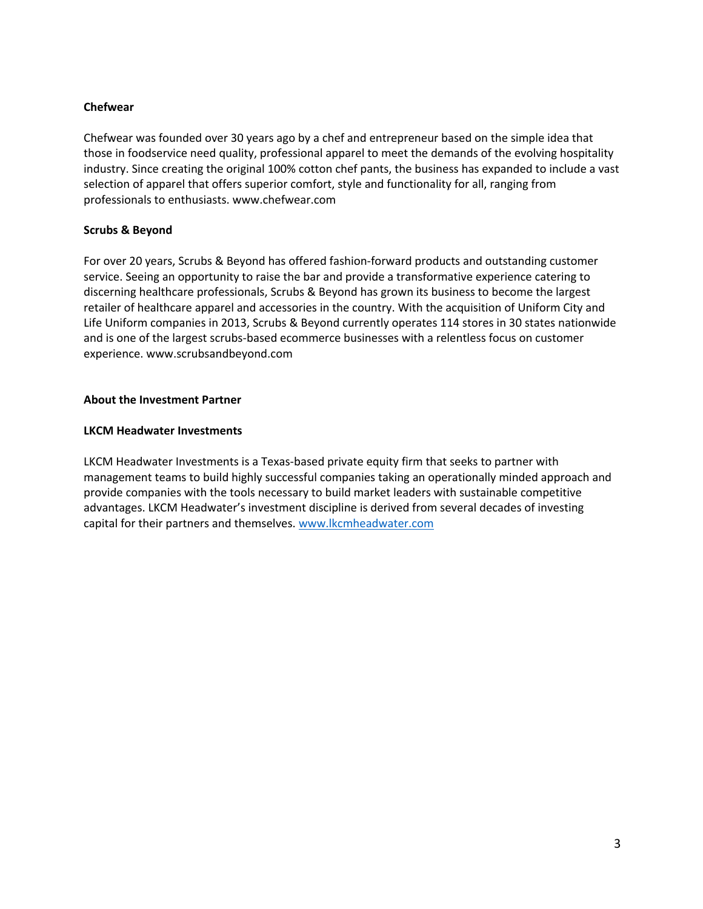**Chefwear**

Chefwear was founded over 30 years ago by a chef and entrepreneur based on the simple idea that those in foodservice need quality, professional apparel to meet the demands of the evolving hospitality industry. Since creating the original 100% cotton chef pants, the business has expanded to include a vast selection of apparel that offers superior comfort, style and functionality for all, ranging from professionals to enthusiasts. www.chefwear.com

**Scrubs & Beyond**

For over 20 years, Scrubs & Beyond has offered fashion-forward products and outstanding customer service. Seeing an opportunity to raise the bar and provide a transformative experience catering to discerning healthcare professionals, Scrubs & Beyond has grown its business to become the largest retailer of healthcare apparel and accessories in the country. With the acquisition of Uniform City and Life Uniform companies in 2013, Scrubs & Beyond currently operates 114 stores in 30 states nationwide and is one of the largest scrubs-based ecommerce businesses with a relentless focus on customer experience. www.scrubsandbeyond.com

**About the Investment Partner**

**LKCM Headwater Investments**

LKCM Headwater Investments is a Texas-based private equity firm that seeks to partner with management teams to build highly successful companies taking an operationally minded approach and provide companies with the tools necessary to build market leaders with sustainable competitive advantages. LKCM Headwater's investment discipline is derived from several decades of investing capital for their partners and themselves. [www.lkcmheadwater.com](http://www.lkcmheadwater.com)